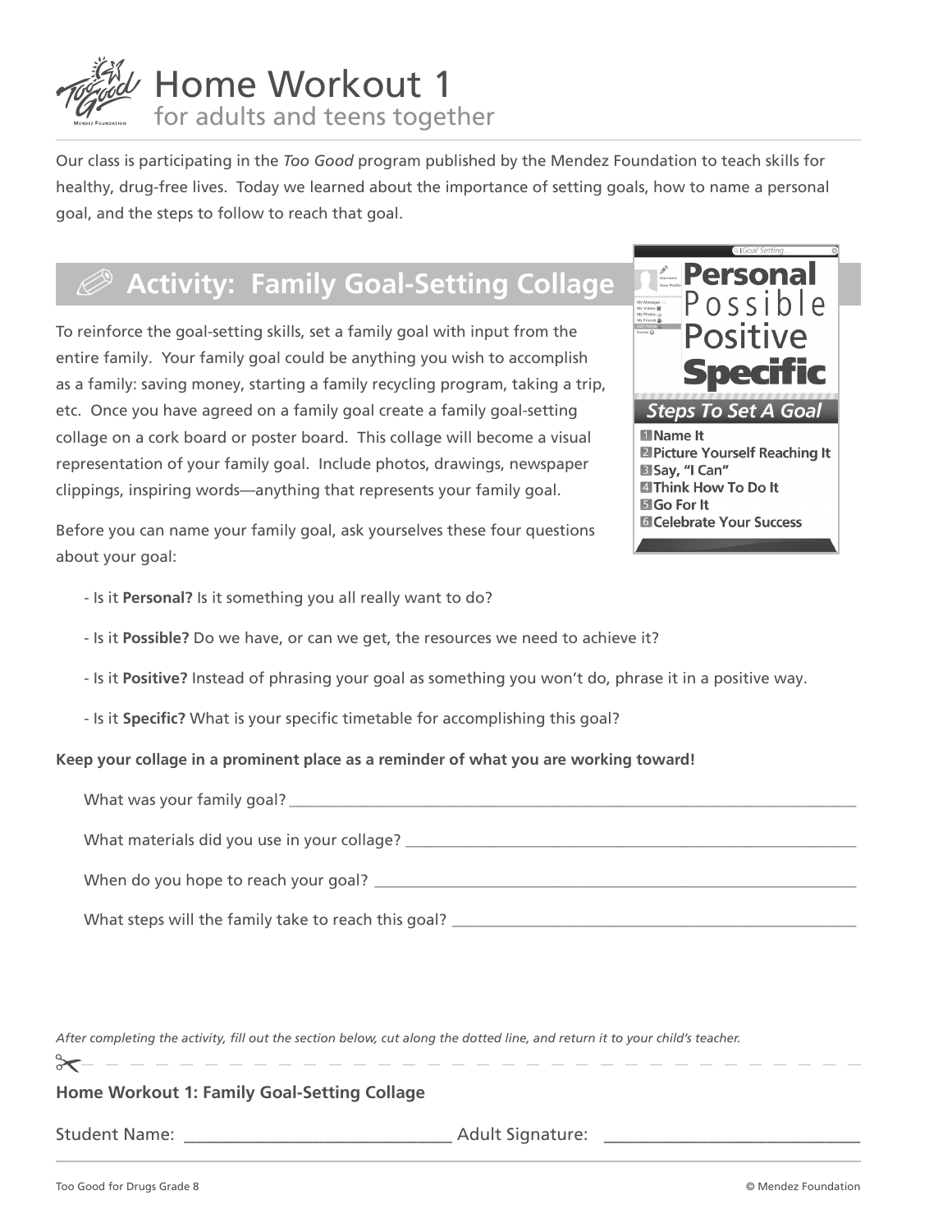# Home Workout 1

## for adults and teens together

Our class is participating in the *Too Good* program published by the Mendez Foundation to teach skills for healthy, drug-free lives. Today we learned about the importance of setting goals, how to name a personal goal, and the steps to follow to reach that goal.

## Activity: Family Goal-Setting Collage

**Personal**
Possible
Positive
**Specific**

***Steps To Set A Goal***

1. **Name It**
2. **Picture Yourself Reaching It**
3. **Say, "I Can"**
4. **Think How To Do It**
5. **Go For It**
6. **Celebrate Your Success**

To reinforce the goal-setting skills, set a family goal with input from the entire family. Your family goal could be anything you wish to accomplish as a family: saving money, starting a family recycling program, taking a trip, etc. Once you have agreed on a family goal create a family goal-setting collage on a cork board or poster board. This collage will become a visual representation of your family goal. Include photos, drawings, newspaper clippings, inspiring words—anything that represents your family goal.

Before you can name your family goal, ask yourselves these four questions about your goal:

- Is it **Personal?** Is it something you all really want to do?
- Is it **Possible?** Do we have, or can we get, the resources we need to achieve it?
- Is it **Positive?** Instead of phrasing your goal as something you won't do, phrase it in a positive way.
- Is it **Specific?** What is your specific timetable for accomplishing this goal?

**Keep your collage in a prominent place as a reminder of what you are working toward!**

What was your family goal? ______________________________________________

What materials did you use in your collage? ______________________________________________

When do you hope to reach your goal? ______________________________________________

What steps will the family take to reach this goal? ______________________________________________

*After completing the activity, fill out the section below, cut along the dotted line, and return it to your child's teacher.*

- - - - - - - - - - - - - - - - - - - - - - - - - - - - - - - -

**Home Workout 1: Family Goal-Setting Collage**

Student Name: ______________________________ Adult Signature: ______________________________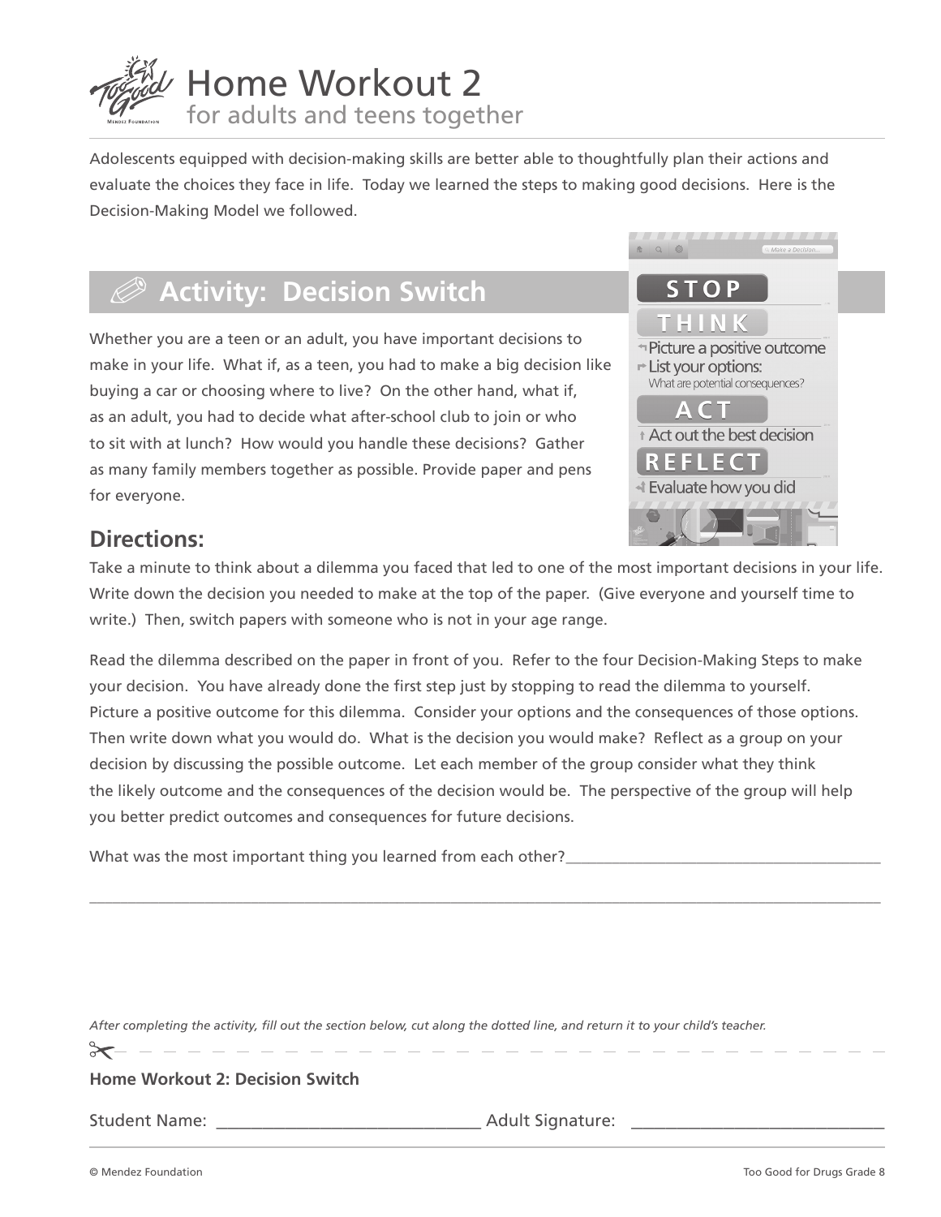# Home Workout 2

for adults and teens together

Adolescents equipped with decision-making skills are better able to thoughtfully plan their actions and evaluate the choices they face in life. Today we learned the steps to making good decisions. Here is the Decision-Making Model we followed.

**STOP**

**THINK**
- Picture a positive outcome
- List your options: What are potential consequences?

**ACT**
- Act out the best decision

**REFLECT**
- Evaluate how you did

## Activity: Decision Switch

Whether you are a teen or an adult, you have important decisions to make in your life. What if, as a teen, you had to make a big decision like buying a car or choosing where to live? On the other hand, what if, as an adult, you had to decide what after-school club to join or who to sit with at lunch? How would you handle these decisions? Gather as many family members together as possible. Provide paper and pens for everyone.

### Directions:

Take a minute to think about a dilemma you faced that led to one of the most important decisions in your life. Write down the decision you needed to make at the top of the paper. (Give everyone and yourself time to write.) Then, switch papers with someone who is not in your age range.

Read the dilemma described on the paper in front of you. Refer to the four Decision-Making Steps to make your decision. You have already done the first step just by stopping to read the dilemma to yourself. Picture a positive outcome for this dilemma. Consider your options and the consequences of those options. Then write down what you would do. What is the decision you would make? Reflect as a group on your decision by discussing the possible outcome. Let each member of the group consider what they think the likely outcome and the consequences of the decision would be. The perspective of the group will help you better predict outcomes and consequences for future decisions.

What was the most important thing you learned from each other?_______________________________________

_____________________________________________________________________________________________

*After completing the activity, fill out the section below, cut along the dotted line, and return it to your child's teacher.*

**Home Workout 2: Decision Switch**

Student Name: ______________________________ Adult Signature: ______________________________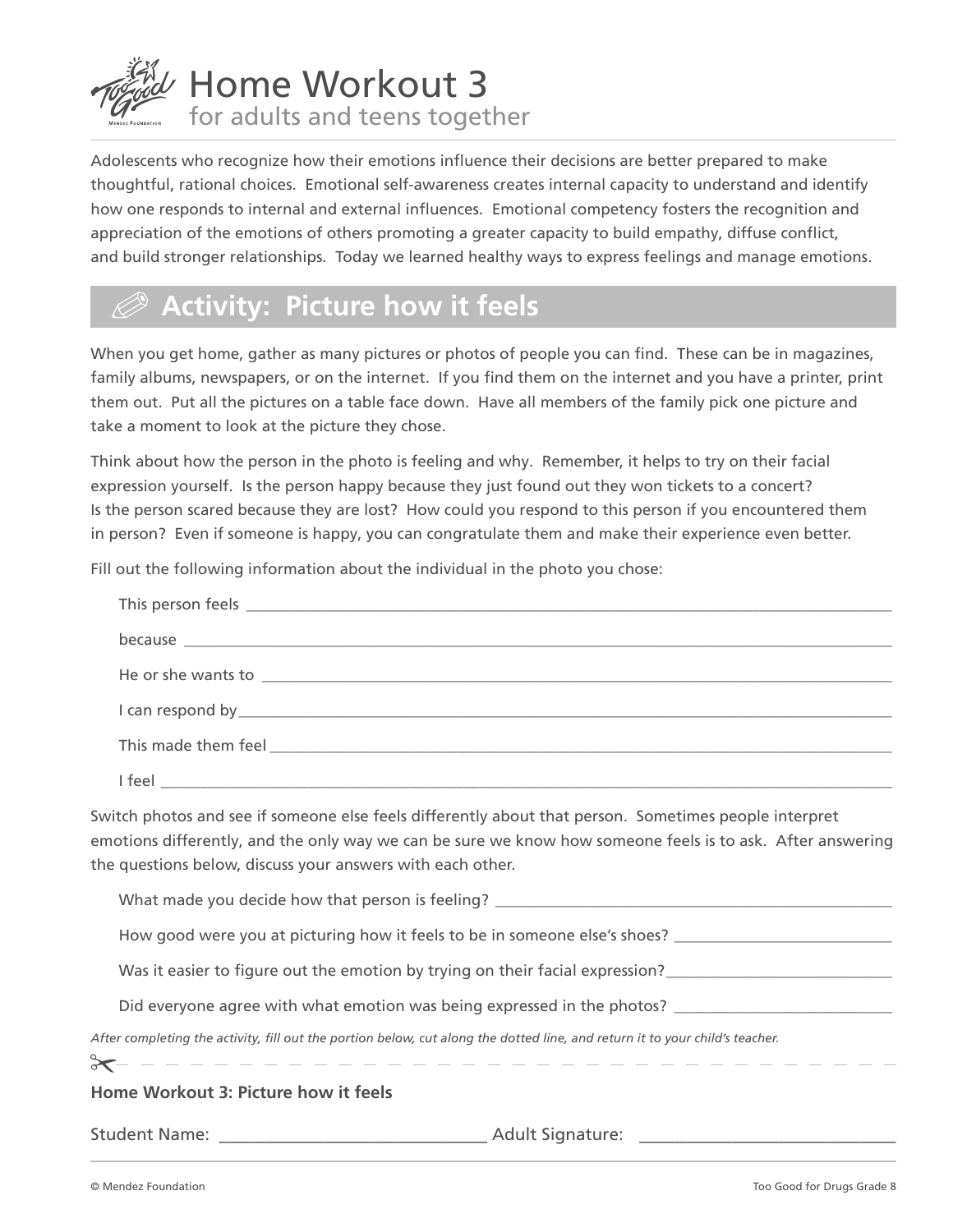# Home Workout 3
for adults and teens together

Adolescents who recognize how their emotions influence their decisions are better prepared to make thoughtful, rational choices. Emotional self-awareness creates internal capacity to understand and identify how one responds to internal and external influences. Emotional competency fosters the recognition and appreciation of the emotions of others promoting a greater capacity to build empathy, diffuse conflict, and build stronger relationships. Today we learned healthy ways to express feelings and manage emotions.

## Activity: Picture how it feels

When you get home, gather as many pictures or photos of people you can find. These can be in magazines, family albums, newspapers, or on the internet. If you find them on the internet and you have a printer, print them out. Put all the pictures on a table face down. Have all members of the family pick one picture and take a moment to look at the picture they chose.

Think about how the person in the photo is feeling and why. Remember, it helps to try on their facial expression yourself. Is the person happy because they just found out they won tickets to a concert? Is the person scared because they are lost? How could you respond to this person if you encountered them in person? Even if someone is happy, you can congratulate them and make their experience even better.

Fill out the following information about the individual in the photo you chose:

This person feels ______________________________

because ______________________________

He or she wants to ______________________________

I can respond by______________________________

This made them feel ______________________________

I feel ______________________________

Switch photos and see if someone else feels differently about that person. Sometimes people interpret emotions differently, and the only way we can be sure we know how someone feels is to ask. After answering the questions below, discuss your answers with each other.

What made you decide how that person is feeling? ______________________________

How good were you at picturing how it feels to be in someone else's shoes? ______________________________

Was it easier to figure out the emotion by trying on their facial expression?______________________________

Did everyone agree with what emotion was being expressed in the photos? ______________________________

*After completing the activity, fill out the portion below, cut along the dotted line, and return it to your child's teacher.*

---

**Home Workout 3: Picture how it feels**

Student Name: ______________________________ Adult Signature: ______________________________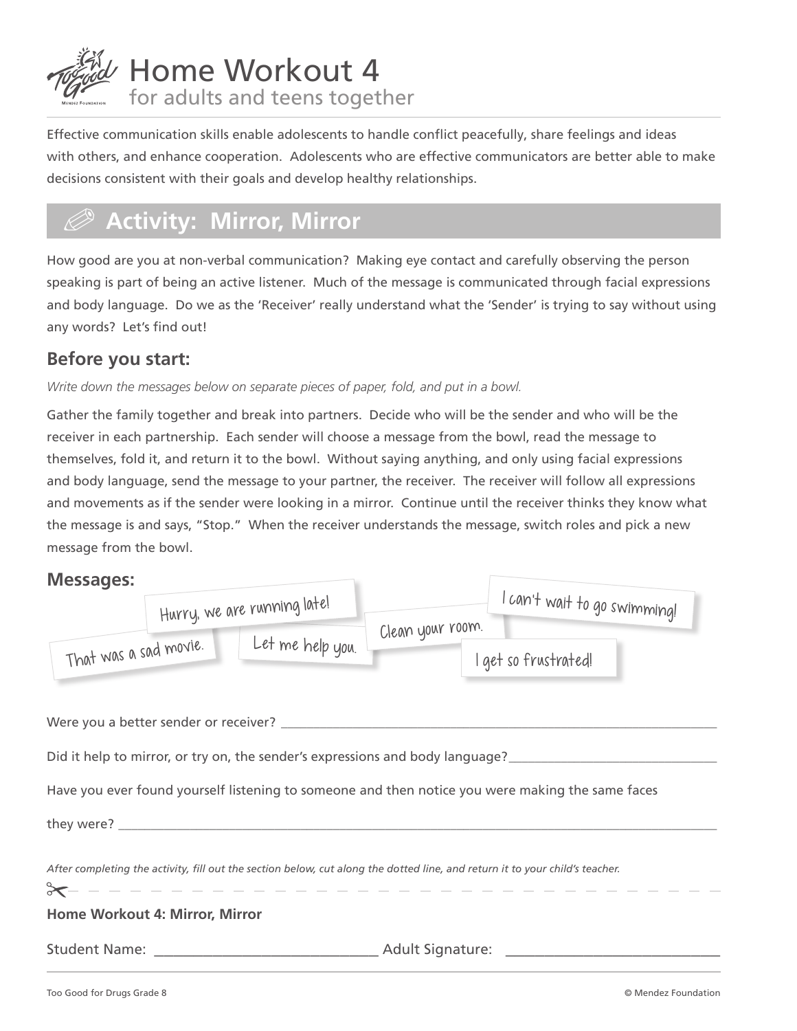# Home Workout 4
## for adults and teens together

Effective communication skills enable adolescents to handle conflict peacefully, share feelings and ideas with others, and enhance cooperation. Adolescents who are effective communicators are better able to make decisions consistent with their goals and develop healthy relationships.

## Activity: Mirror, Mirror

How good are you at non-verbal communication? Making eye contact and carefully observing the person speaking is part of being an active listener. Much of the message is communicated through facial expressions and body language. Do we as the 'Receiver' really understand what the 'Sender' is trying to say without using any words? Let's find out!

### Before you start:

*Write down the messages below on separate pieces of paper, fold, and put in a bowl.*

Gather the family together and break into partners. Decide who will be the sender and who will be the receiver in each partnership. Each sender will choose a message from the bowl, read the message to themselves, fold it, and return it to the bowl. Without saying anything, and only using facial expressions and body language, send the message to your partner, the receiver. The receiver will follow all expressions and movements as if the sender were looking in a mirror. Continue until the receiver thinks they know what the message is and says, "Stop." When the receiver understands the message, switch roles and pick a new message from the bowl.

### Messages:

- Hurry, we are running late!
- That was a sad movie.
- Let me help you.
- Clean your room.
- I can't wait to go swimming!
- I get so frustrated!

Were you a better sender or receiver? ______________________________

Did it help to mirror, or try on, the sender's expressions and body language? ______________________________

Have you ever found yourself listening to someone and then notice you were making the same faces they were? ______________________________

*After completing the activity, fill out the section below, cut along the dotted line, and return it to your child's teacher.*

---

**Home Workout 4: Mirror, Mirror**

Student Name: ______________________________ Adult Signature: ______________________________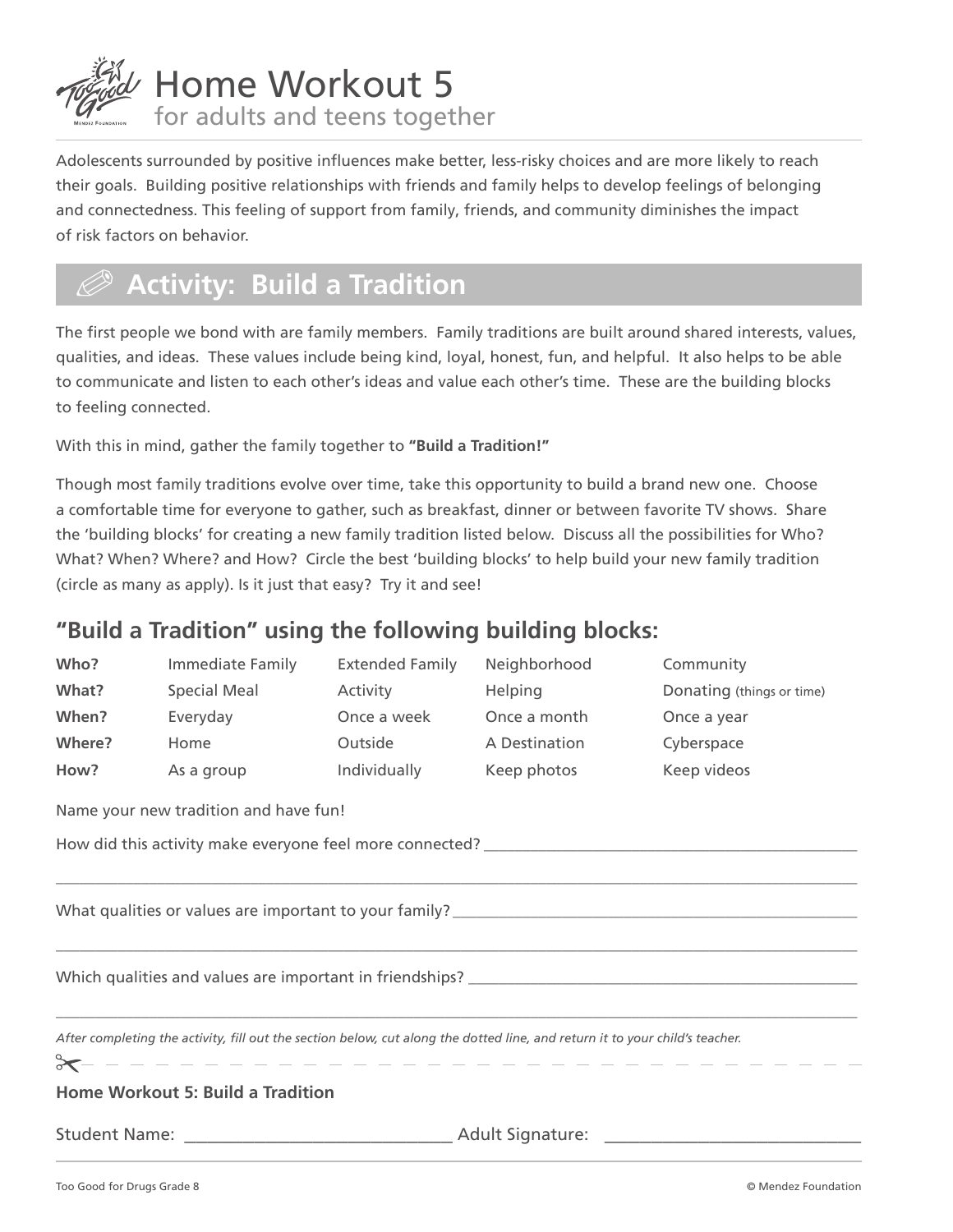# Home Workout 5

for adults and teens together

Adolescents surrounded by positive influences make better, less-risky choices and are more likely to reach their goals. Building positive relationships with friends and family helps to develop feelings of belonging and connectedness. This feeling of support from family, friends, and community diminishes the impact of risk factors on behavior.

## Activity: Build a Tradition

The first people we bond with are family members. Family traditions are built around shared interests, values, qualities, and ideas. These values include being kind, loyal, honest, fun, and helpful. It also helps to be able to communicate and listen to each other's ideas and value each other's time. These are the building blocks to feeling connected.

With this in mind, gather the family together to **"Build a Tradition!"**

Though most family traditions evolve over time, take this opportunity to build a brand new one. Choose a comfortable time for everyone to gather, such as breakfast, dinner or between favorite TV shows. Share the 'building blocks' for creating a new family tradition listed below. Discuss all the possibilities for Who? What? When? Where? and How? Circle the best 'building blocks' to help build your new family tradition (circle as many as apply). Is it just that easy? Try it and see!

### "Build a Tradition" using the following building blocks:

| | | | | |
|---|---|---|---|---|
| **Who?** | Immediate Family | Extended Family | Neighborhood | Community |
| **What?** | Special Meal | Activity | Helping | Donating (things or time) |
| **When?** | Everyday | Once a week | Once a month | Once a year |
| **Where?** | Home | Outside | A Destination | Cyberspace |
| **How?** | As a group | Individually | Keep photos | Keep videos |

Name your new tradition and have fun!

How did this activity make everyone feel more connected? ____________________

____________________

What qualities or values are important to your family? ____________________

____________________

Which qualities and values are important in friendships? ____________________

____________________

*After completing the activity, fill out the section below, cut along the dotted line, and return it to your child's teacher.*

- - - - - - - - - - - - - - - - - - - - - - - - - - - - - - - -

**Home Workout 5: Build a Tradition**

Student Name: ____________________ Adult Signature: ____________________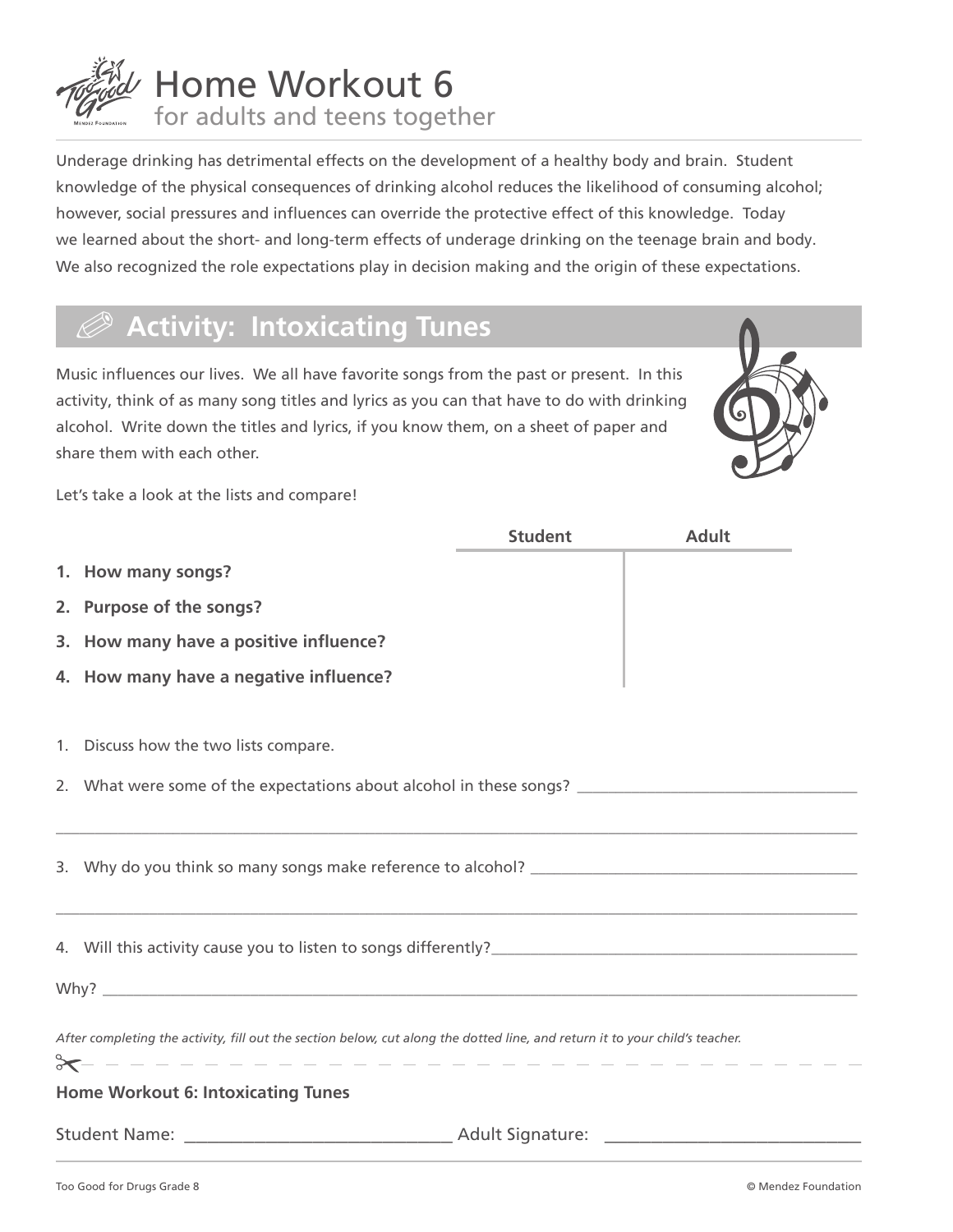# Home Workout 6

## for adults and teens together

Underage drinking has detrimental effects on the development of a healthy body and brain. Student knowledge of the physical consequences of drinking alcohol reduces the likelihood of consuming alcohol; however, social pressures and influences can override the protective effect of this knowledge. Today we learned about the short- and long-term effects of underage drinking on the teenage brain and body. We also recognized the role expectations play in decision making and the origin of these expectations.

## Activity: Intoxicating Tunes

Music influences our lives. We all have favorite songs from the past or present. In this activity, think of as many song titles and lyrics as you can that have to do with drinking alcohol. Write down the titles and lyrics, if you know them, on a sheet of paper and share them with each other.

Let's take a look at the lists and compare!

| | Student | Adult |
|---|---|---|
| **1. How many songs?** | | |
| **2. Purpose of the songs?** | | |
| **3. How many have a positive influence?** | | |
| **4. How many have a negative influence?** | | |

1. Discuss how the two lists compare.
2. What were some of the expectations about alcohol in these songs? ______________________________

______________________________________________________________________________

3. Why do you think so many songs make reference to alcohol? ______________________________

______________________________________________________________________________

4. Will this activity cause you to listen to songs differently?______________________________

Why? ______________________________________________________________________________

*After completing the activity, fill out the section below, cut along the dotted line, and return it to your child's teacher.*

---

**Home Workout 6: Intoxicating Tunes**

Student Name: ______________________ Adult Signature: ______________________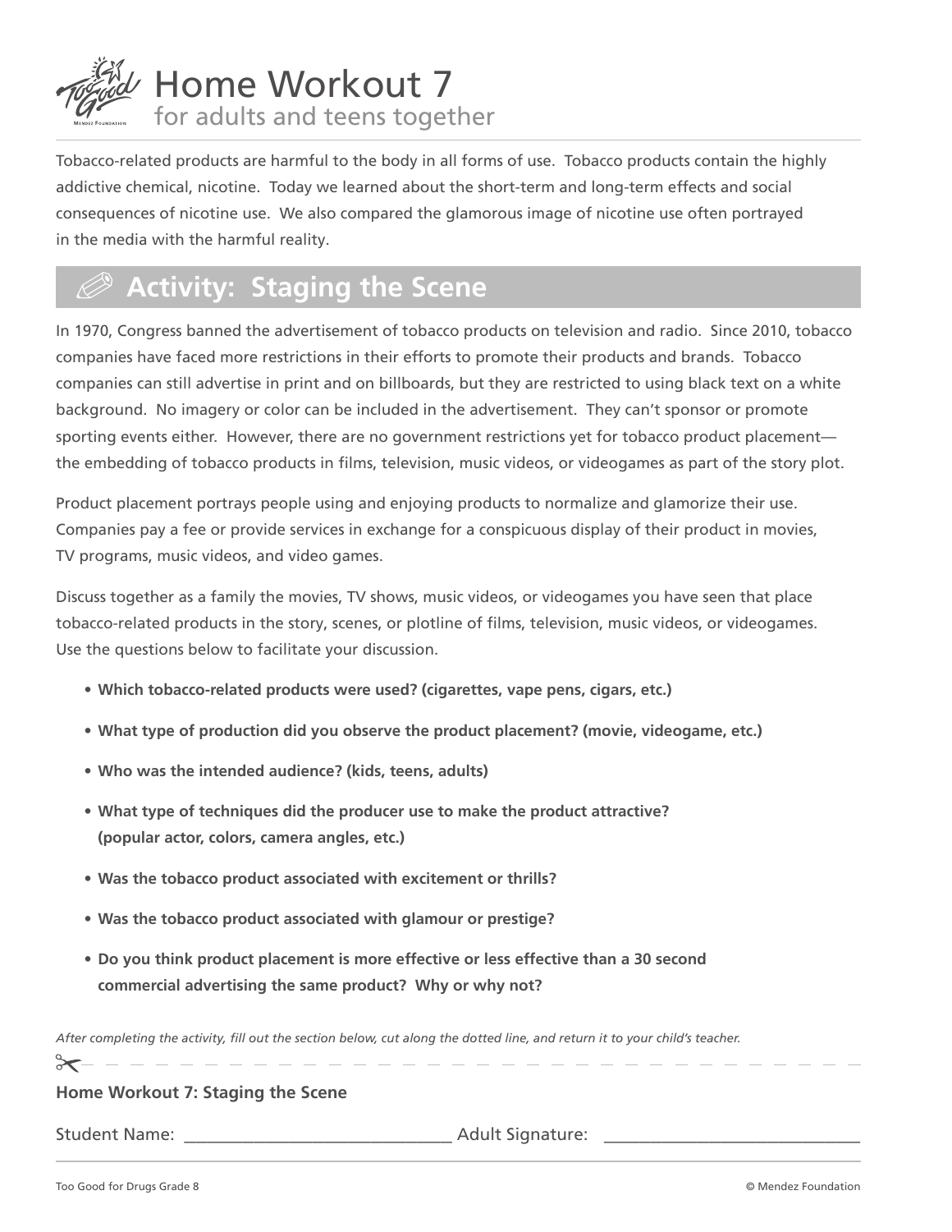# Home Workout 7

for adults and teens together

Tobacco-related products are harmful to the body in all forms of use. Tobacco products contain the highly addictive chemical, nicotine. Today we learned about the short-term and long-term effects and social consequences of nicotine use. We also compared the glamorous image of nicotine use often portrayed in the media with the harmful reality.

## Activity: Staging the Scene

In 1970, Congress banned the advertisement of tobacco products on television and radio. Since 2010, tobacco companies have faced more restrictions in their efforts to promote their products and brands. Tobacco companies can still advertise in print and on billboards, but they are restricted to using black text on a white background. No imagery or color can be included in the advertisement. They can't sponsor or promote sporting events either. However, there are no government restrictions yet for tobacco product placement—the embedding of tobacco products in films, television, music videos, or videogames as part of the story plot.

Product placement portrays people using and enjoying products to normalize and glamorize their use. Companies pay a fee or provide services in exchange for a conspicuous display of their product in movies, TV programs, music videos, and video games.

Discuss together as a family the movies, TV shows, music videos, or videogames you have seen that place tobacco-related products in the story, scenes, or plotline of films, television, music videos, or videogames. Use the questions below to facilitate your discussion.

- **Which tobacco-related products were used? (cigarettes, vape pens, cigars, etc.)**
- **What type of production did you observe the product placement? (movie, videogame, etc.)**
- **Who was the intended audience? (kids, teens, adults)**
- **What type of techniques did the producer use to make the product attractive? (popular actor, colors, camera angles, etc.)**
- **Was the tobacco product associated with excitement or thrills?**
- **Was the tobacco product associated with glamour or prestige?**
- **Do you think product placement is more effective or less effective than a 30 second commercial advertising the same product? Why or why not?**

*After completing the activity, fill out the section below, cut along the dotted line, and return it to your child's teacher.*

---

**Home Workout 7: Staging the Scene**

Student Name: ______________________________ Adult Signature: ______________________________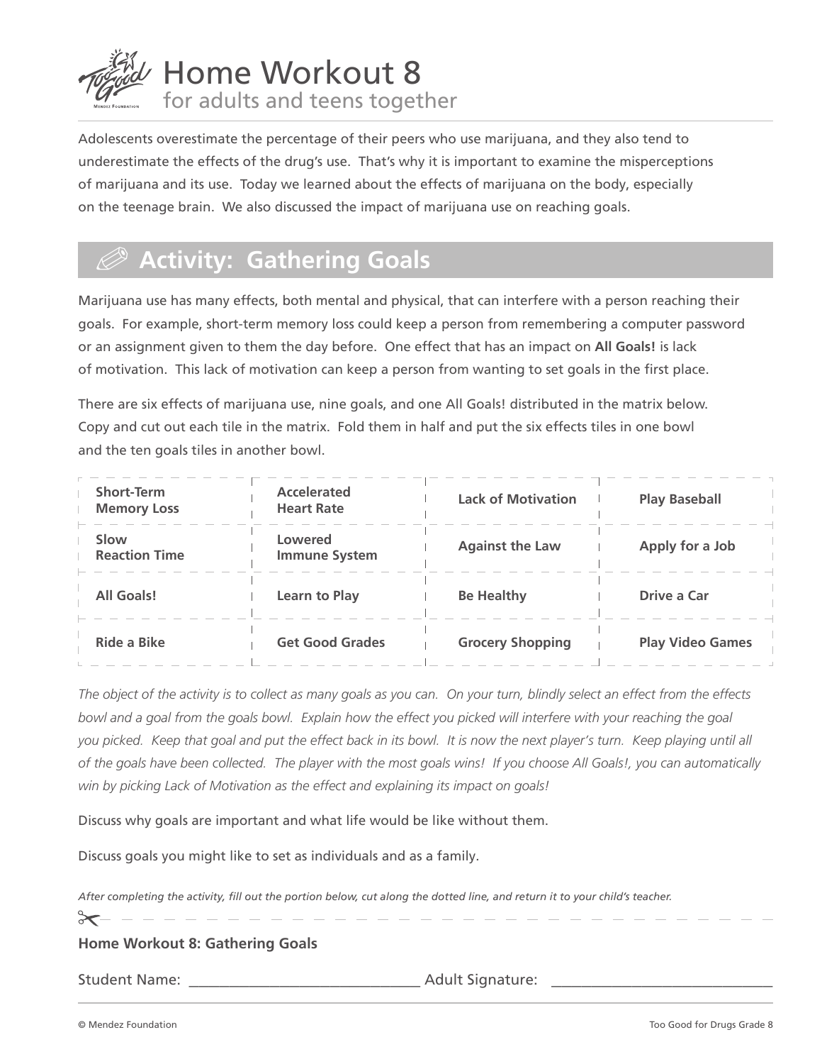# Home Workout 8
## for adults and teens together

Adolescents overestimate the percentage of their peers who use marijuana, and they also tend to underestimate the effects of the drug's use. That's why it is important to examine the misperceptions of marijuana and its use. Today we learned about the effects of marijuana on the body, especially on the teenage brain. We also discussed the impact of marijuana use on reaching goals.

## Activity: Gathering Goals

Marijuana use has many effects, both mental and physical, that can interfere with a person reaching their goals. For example, short-term memory loss could keep a person from remembering a computer password or an assignment given to them the day before. One effect that has an impact on **All Goals!** is lack of motivation. This lack of motivation can keep a person from wanting to set goals in the first place.

There are six effects of marijuana use, nine goals, and one All Goals! distributed in the matrix below. Copy and cut out each tile in the matrix. Fold them in half and put the six effects tiles in one bowl and the ten goals tiles in another bowl.

| | | | |
|---|---|---|---|
| **Short-Term Memory Loss** | **Accelerated Heart Rate** | **Lack of Motivation** | **Play Baseball** |
| **Slow Reaction Time** | **Lowered Immune System** | **Against the Law** | **Apply for a Job** |
| **All Goals!** | **Learn to Play** | **Be Healthy** | **Drive a Car** |
| **Ride a Bike** | **Get Good Grades** | **Grocery Shopping** | **Play Video Games** |

*The object of the activity is to collect as many goals as you can. On your turn, blindly select an effect from the effects bowl and a goal from the goals bowl. Explain how the effect you picked will interfere with your reaching the goal you picked. Keep that goal and put the effect back in its bowl. It is now the next player's turn. Keep playing until all of the goals have been collected. The player with the most goals wins! If you choose All Goals!, you can automatically win by picking Lack of Motivation as the effect and explaining its impact on goals!*

Discuss why goals are important and what life would be like without them.

Discuss goals you might like to set as individuals and as a family.

*After completing the activity, fill out the portion below, cut along the dotted line, and return it to your child's teacher.*

---

**Home Workout 8: Gathering Goals**

Student Name: ______________________________ Adult Signature: ______________________________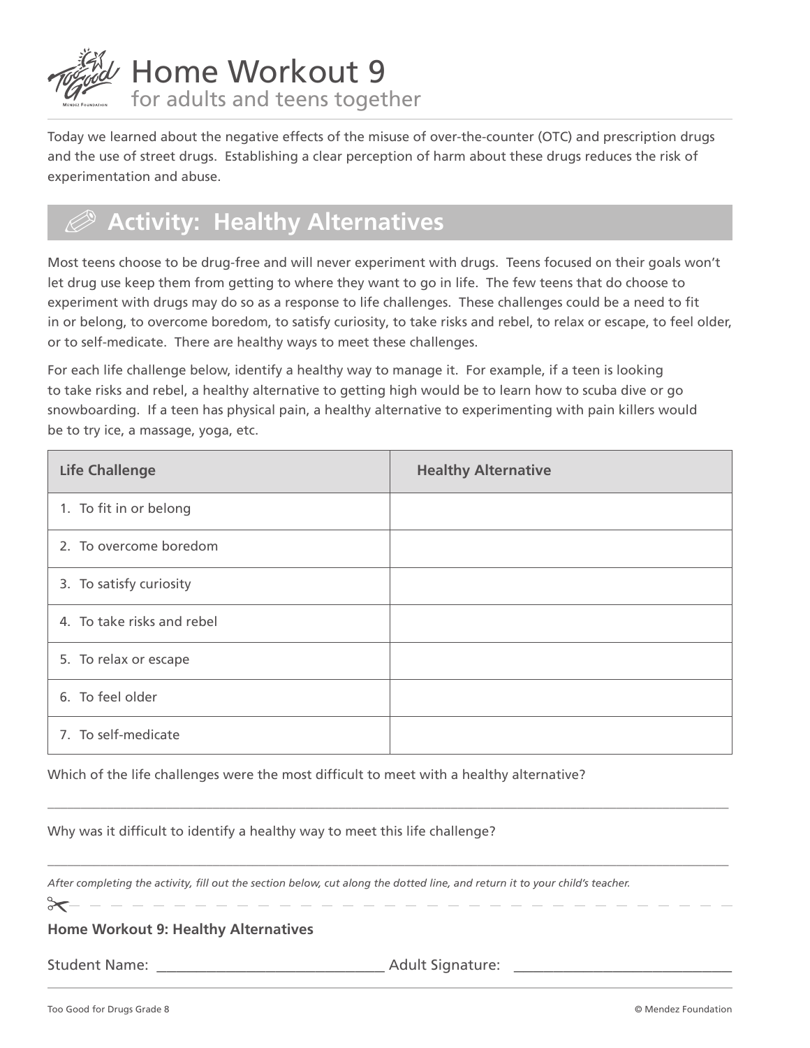# Home Workout 9

## for adults and teens together

Today we learned about the negative effects of the misuse of over-the-counter (OTC) and prescription drugs and the use of street drugs. Establishing a clear perception of harm about these drugs reduces the risk of experimentation and abuse.

## Activity: Healthy Alternatives

Most teens choose to be drug-free and will never experiment with drugs. Teens focused on their goals won't let drug use keep them from getting to where they want to go in life. The few teens that do choose to experiment with drugs may do so as a response to life challenges. These challenges could be a need to fit in or belong, to overcome boredom, to satisfy curiosity, to take risks and rebel, to relax or escape, to feel older, or to self-medicate. There are healthy ways to meet these challenges.

For each life challenge below, identify a healthy way to manage it. For example, if a teen is looking to take risks and rebel, a healthy alternative to getting high would be to learn how to scuba dive or go snowboarding. If a teen has physical pain, a healthy alternative to experimenting with pain killers would be to try ice, a massage, yoga, etc.

| Life Challenge | Healthy Alternative |
|---|---|
| 1. To fit in or belong | |
| 2. To overcome boredom | |
| 3. To satisfy curiosity | |
| 4. To take risks and rebel | |
| 5. To relax or escape | |
| 6. To feel older | |
| 7. To self-medicate | |

Which of the life challenges were the most difficult to meet with a healthy alternative?

_______________________________________________________________________________

Why was it difficult to identify a healthy way to meet this life challenge?

_______________________________________________________________________________

*After completing the activity, fill out the section below, cut along the dotted line, and return it to your child's teacher.*

- - - - - - - - - - - - - - - - - - - - - - - - - - - - - - - - - - - -

**Home Workout 9: Healthy Alternatives**

Student Name: ______________________________ Adult Signature: ____________________________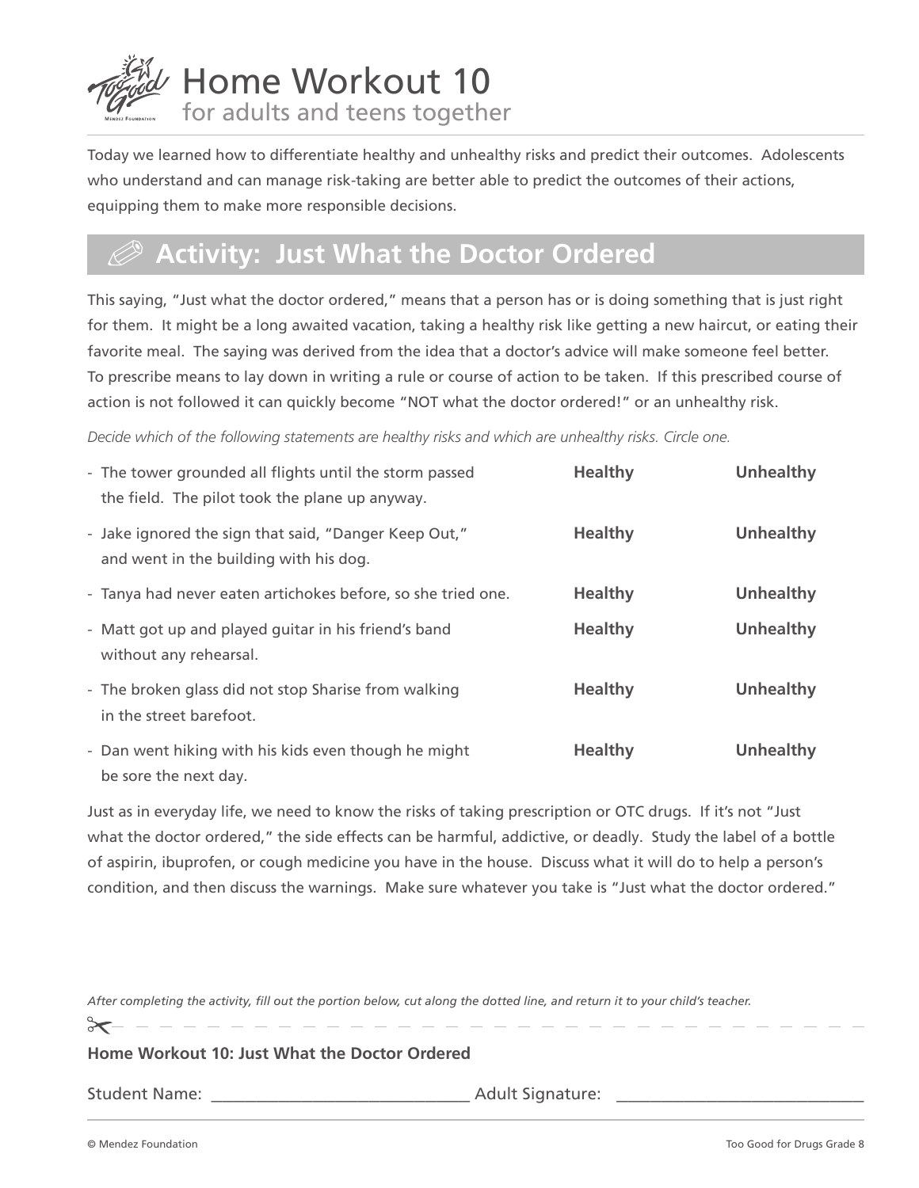# Home Workout 10

## for adults and teens together

Today we learned how to differentiate healthy and unhealthy risks and predict their outcomes. Adolescents who understand and can manage risk-taking are better able to predict the outcomes of their actions, equipping them to make more responsible decisions.

## Activity: Just What the Doctor Ordered

This saying, "Just what the doctor ordered," means that a person has or is doing something that is just right for them. It might be a long awaited vacation, taking a healthy risk like getting a new haircut, or eating their favorite meal. The saying was derived from the idea that a doctor's advice will make someone feel better. To prescribe means to lay down in writing a rule or course of action to be taken. If this prescribed course of action is not followed it can quickly become "NOT what the doctor ordered!" or an unhealthy risk.

*Decide which of the following statements are healthy risks and which are unhealthy risks. Circle one.*

| | | |
|---|---|---|
| - The tower grounded all flights until the storm passed the field. The pilot took the plane up anyway. | **Healthy** | **Unhealthy** |
| - Jake ignored the sign that said, "Danger Keep Out," and went in the building with his dog. | **Healthy** | **Unhealthy** |
| - Tanya had never eaten artichokes before, so she tried one. | **Healthy** | **Unhealthy** |
| - Matt got up and played guitar in his friend's band without any rehearsal. | **Healthy** | **Unhealthy** |
| - The broken glass did not stop Sharise from walking in the street barefoot. | **Healthy** | **Unhealthy** |
| - Dan went hiking with his kids even though he might be sore the next day. | **Healthy** | **Unhealthy** |

Just as in everyday life, we need to know the risks of taking prescription or OTC drugs. If it's not "Just what the doctor ordered," the side effects can be harmful, addictive, or deadly. Study the label of a bottle of aspirin, ibuprofen, or cough medicine you have in the house. Discuss what it will do to help a person's condition, and then discuss the warnings. Make sure whatever you take is "Just what the doctor ordered."

*After completing the activity, fill out the portion below, cut along the dotted line, and return it to your child's teacher.*

**Home Workout 10: Just What the Doctor Ordered**

Student Name: ______________________________ Adult Signature: ______________________________

© Mendez Foundation